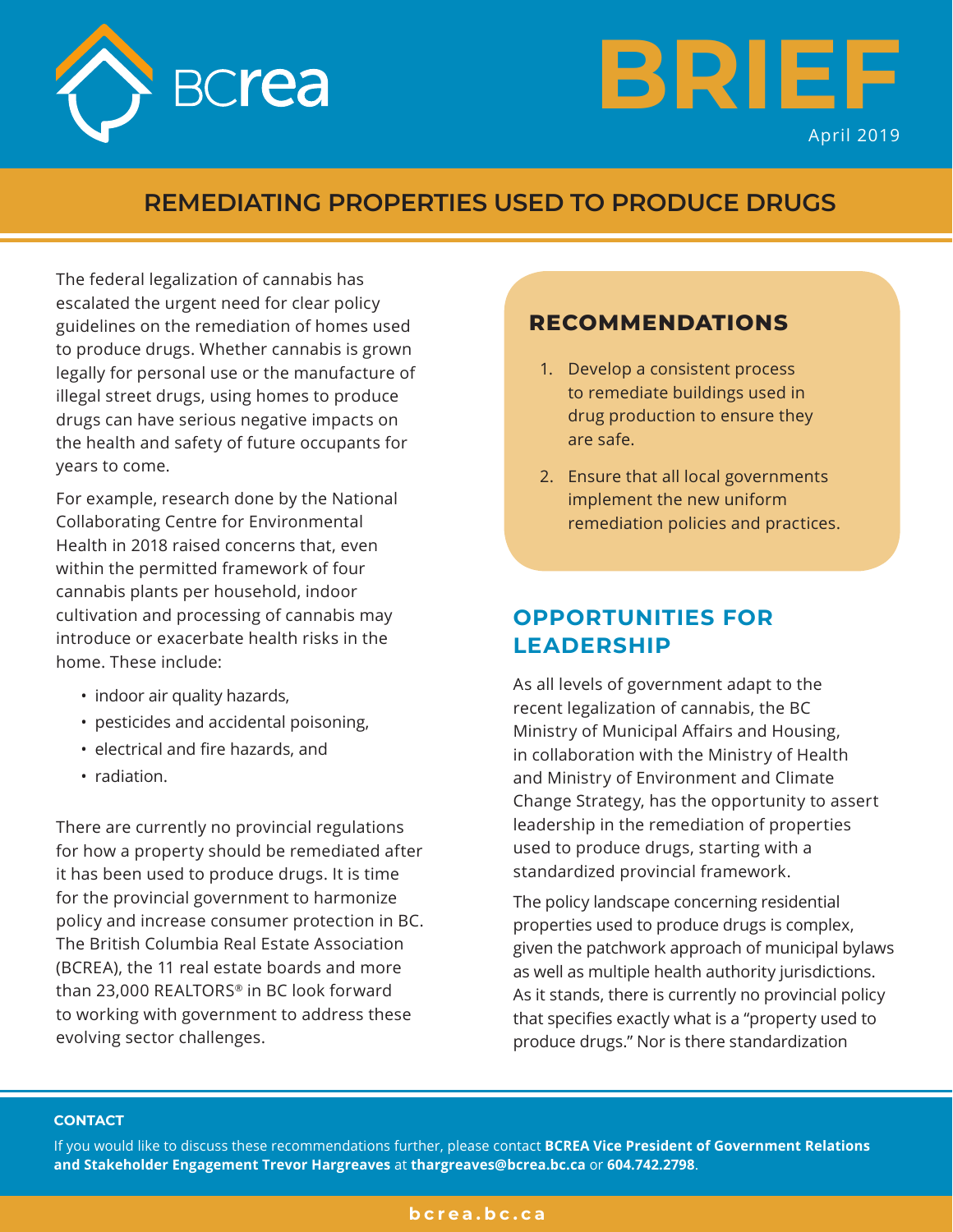BCrea

# BRIEF

April 2019

## REMEDIATING PROPERTIES USED TO PRODUCE DRUGS

The federal legalization of cannabis has escalated the urgent need for clear policy guidelines on the remediation of homes used to produce drugs. Whether cannabis is grown legally for personal use or the manufacture of illegal street drugs, using homes to produce drugs can have serious negative impacts on the health and safety of future occupants for years to come.

For example, research done by the National Collaborating Centre for Environmental Health in 2018 raised concerns that, even within the permitted framework of four cannabis plants per household, indoor cultivation and processing of cannabis may introduce or exacerbate health risks in the home. These include:

- indoor air quality hazards,
- pesticides and accidental poisoning,
- electrical and fire hazards, and
- radiation.

There are currently no provincial regulations for how a property should be remediated after it has been used to produce drugs. It is time for the provincial government to harmonize policy and increase consumer protection in BC. The British Columbia Real Estate Association (BCREA), the 11 real estate boards and more than 23,000 REALTORS® in BC look forward to working with government to address these evolving sector challenges.

### RECOMMENDATIONS

1. Develop a consistent process to remediate buildings used in drug production to ensure they are safe.
2. Ensure that all local governments implement the new uniform remediation policies and practices.

### OPPORTUNITIES FOR LEADERSHIP

As all levels of government adapt to the recent legalization of cannabis, the BC Ministry of Municipal Affairs and Housing, in collaboration with the Ministry of Health and Ministry of Environment and Climate Change Strategy, has the opportunity to assert leadership in the remediation of properties used to produce drugs, starting with a standardized provincial framework.

The policy landscape concerning residential properties used to produce drugs is complex, given the patchwork approach of municipal bylaws as well as multiple health authority jurisdictions. As it stands, there is currently no provincial policy that specifies exactly what is a "property used to produce drugs." Nor is there standardization

**CONTACT**

If you would like to discuss these recommendations further, please contact **BCREA Vice President of Government Relations and Stakeholder Engagement Trevor Hargreaves** at **thargreaves@bcrea.bc.ca** or **604.742.2798**.

bcrea.bc.ca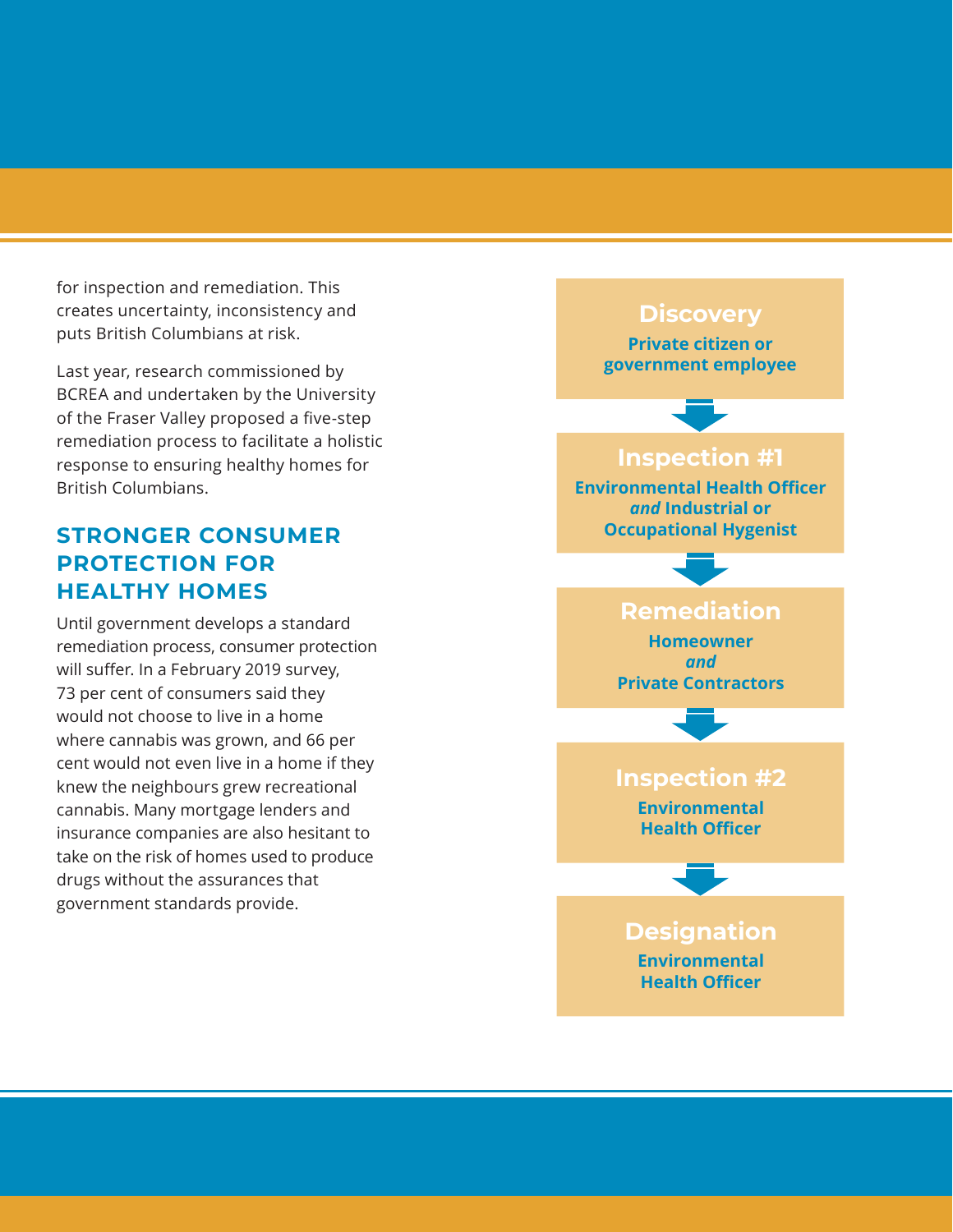for inspection and remediation. This creates uncertainty, inconsistency and puts British Columbians at risk.

Last year, research commissioned by BCREA and undertaken by the University of the Fraser Valley proposed a five-step remediation process to facilitate a holistic response to ensuring healthy homes for British Columbians.

## STRONGER CONSUMER PROTECTION FOR HEALTHY HOMES

Until government develops a standard remediation process, consumer protection will suffer. In a February 2019 survey, 73 per cent of consumers said they would not choose to live in a home where cannabis was grown, and 66 per cent would not even live in a home if they knew the neighbours grew recreational cannabis. Many mortgage lenders and insurance companies are also hesitant to take on the risk of homes used to produce drugs without the assurances that government standards provide.

**Discovery**
Private citizen or government employee

**Inspection #1**
Environmental Health Officer *and* Industrial or Occupational Hygenist

**Remediation**
Homeowner *and* Private Contractors

**Inspection #2**
Environmental Health Officer

**Designation**
Environmental Health Officer